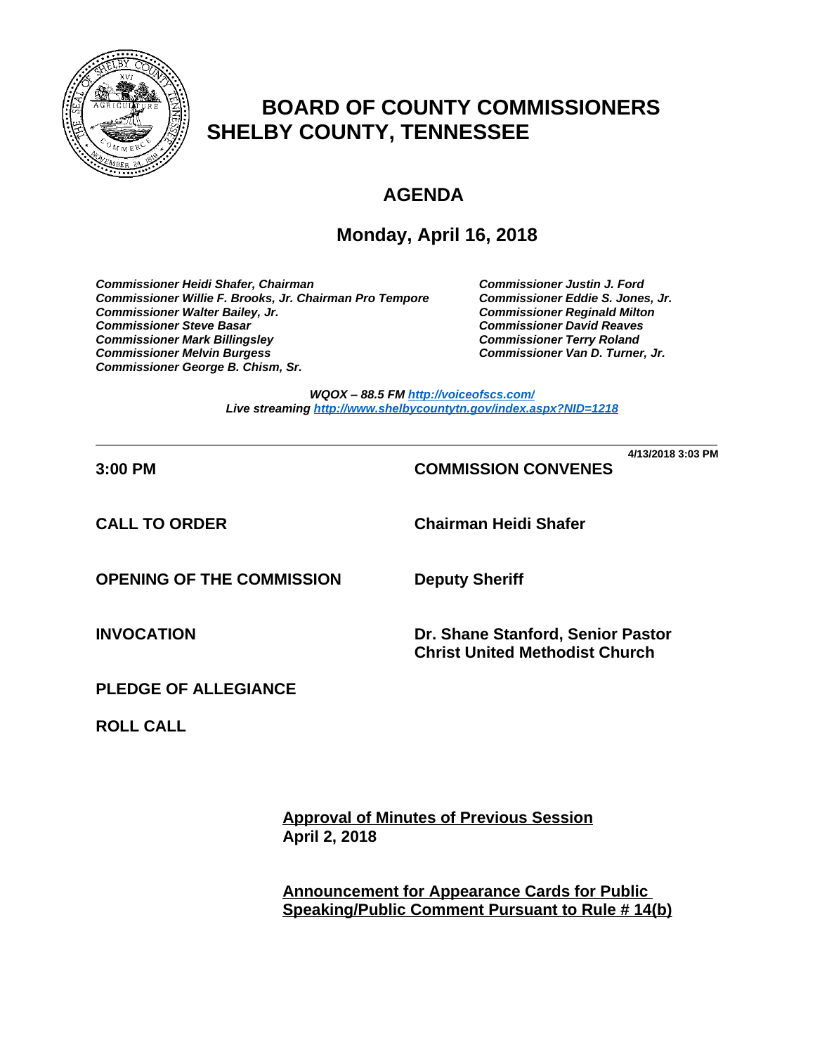# BOARD OF COUNTY COMMISSIONERS
# SHELBY COUNTY, TENNESSEE

## AGENDA

## Monday, April 16, 2018

***Commissioner Heidi Shafer, Chairman***
***Commissioner Willie F. Brooks, Jr. Chairman Pro Tempore***
***Commissioner Walter Bailey, Jr.***
***Commissioner Steve Basar***
***Commissioner Mark Billingsley***
***Commissioner Melvin Burgess***
***Commissioner George B. Chism, Sr.***
***Commissioner Justin J. Ford***
***Commissioner Eddie S. Jones, Jr.***
***Commissioner Reginald Milton***
***Commissioner David Reaves***
***Commissioner Terry Roland***
***Commissioner Van D. Turner, Jr.***

***WQOX – 88.5 FM http://voiceofscs.com/***
***Live streaming http://www.shelbycountytn.gov/index.aspx?NID=1218***

---

**4/13/2018 3:03 PM**

**3:00 PM** — **COMMISSION CONVENES**

**CALL TO ORDER** — **Chairman Heidi Shafer**

**OPENING OF THE COMMISSION** — **Deputy Sheriff**

**INVOCATION** — **Dr. Shane Stanford, Senior Pastor Christ United Methodist Church**

**PLEDGE OF ALLEGIANCE**

**ROLL CALL**

**Approval of Minutes of Previous Session**
**April 2, 2018**

**Announcement for Appearance Cards for Public Speaking/Public Comment Pursuant to Rule # 14(b)**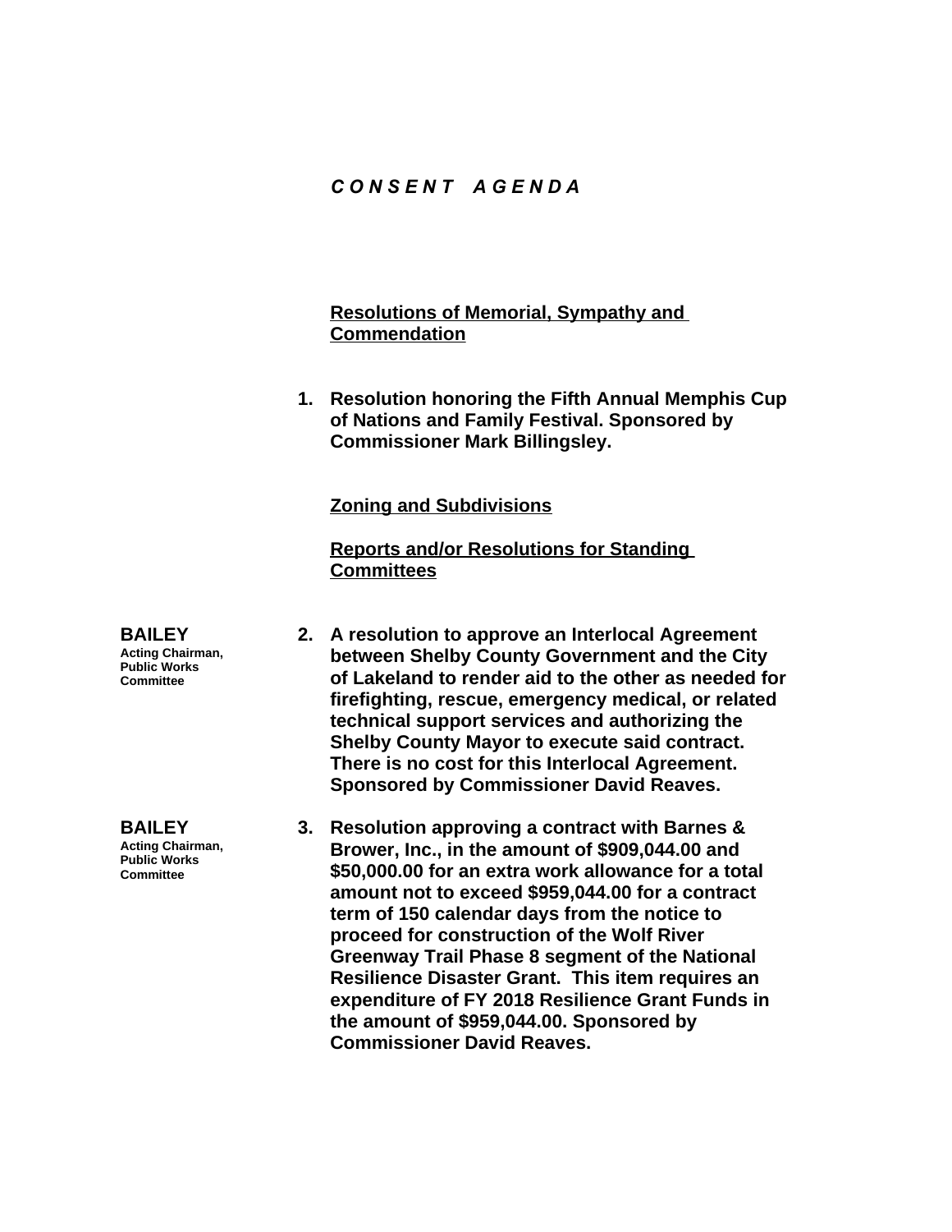# *C O N S E N T   A G E N D A*

**Resolutions of Memorial, Sympathy and Commendation**

1. **Resolution honoring the Fifth Annual Memphis Cup of Nations and Family Festival. Sponsored by Commissioner Mark Billingsley.**

**Zoning and Subdivisions**

**Reports and/or Resolutions for Standing Committees**

**BAILEY**
**Acting Chairman, Public Works Committee**

2. **A resolution to approve an Interlocal Agreement between Shelby County Government and the City of Lakeland to render aid to the other as needed for firefighting, rescue, emergency medical, or related technical support services and authorizing the Shelby County Mayor to execute said contract. There is no cost for this Interlocal Agreement. Sponsored by Commissioner David Reaves.**

**BAILEY**
**Acting Chairman, Public Works Committee**

3. **Resolution approving a contract with Barnes & Brower, Inc., in the amount of $909,044.00 and $50,000.00 for an extra work allowance for a total amount not to exceed $959,044.00 for a contract term of 150 calendar days from the notice to proceed for construction of the Wolf River Greenway Trail Phase 8 segment of the National Resilience Disaster Grant. This item requires an expenditure of FY 2018 Resilience Grant Funds in the amount of $959,044.00. Sponsored by Commissioner David Reaves.**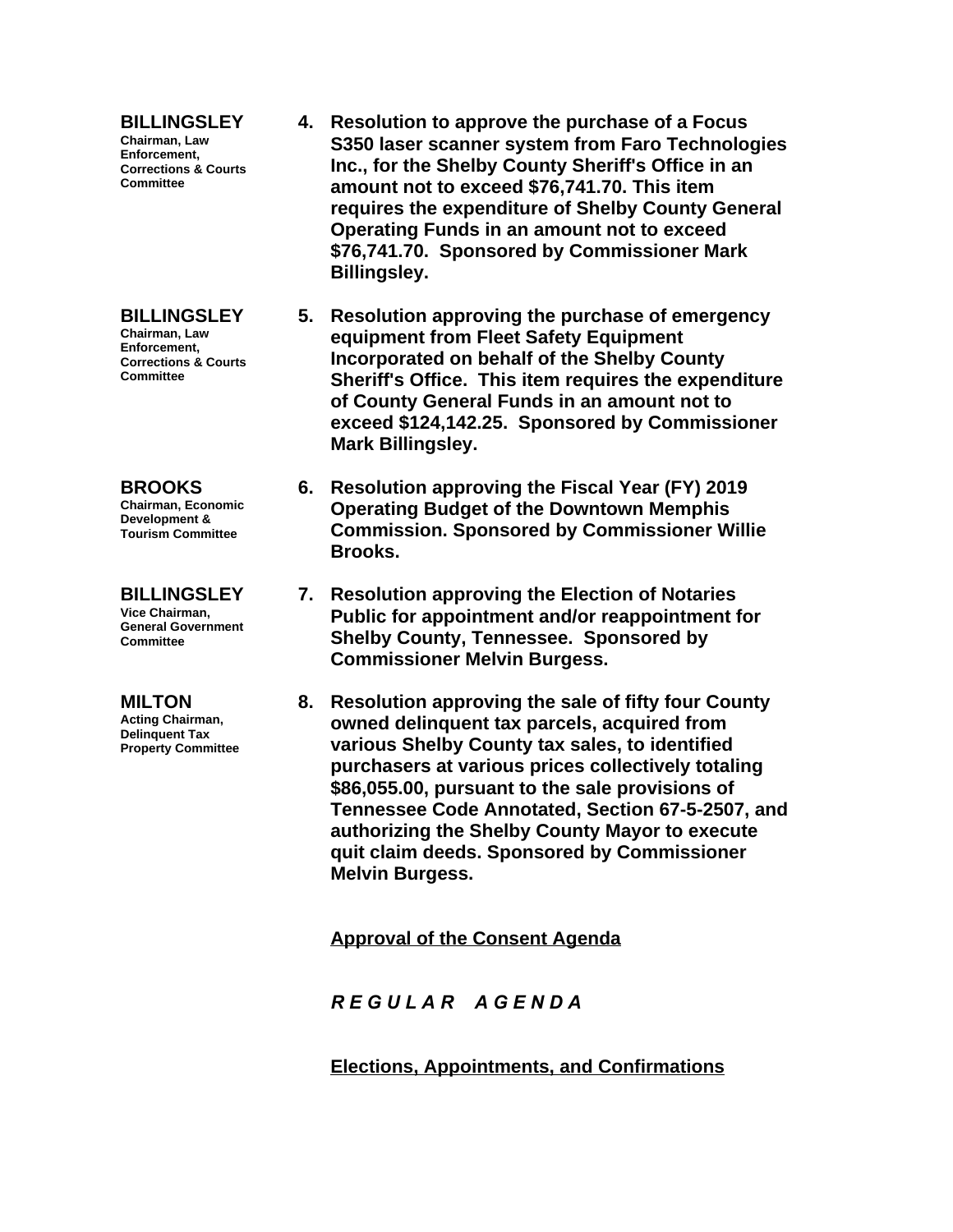**BILLINGSLEY**
Chairman, Law Enforcement, Corrections & Courts Committee

4. **Resolution to approve the purchase of a Focus S350 laser scanner system from Faro Technologies Inc., for the Shelby County Sheriff's Office in an amount not to exceed $76,741.70. This item requires the expenditure of Shelby County General Operating Funds in an amount not to exceed $76,741.70. Sponsored by Commissioner Mark Billingsley.**

**BILLINGSLEY**
Chairman, Law Enforcement, Corrections & Courts Committee

5. **Resolution approving the purchase of emergency equipment from Fleet Safety Equipment Incorporated on behalf of the Shelby County Sheriff's Office. This item requires the expenditure of County General Funds in an amount not to exceed $124,142.25. Sponsored by Commissioner Mark Billingsley.**

**BROOKS**
Chairman, Economic Development & Tourism Committee

6. **Resolution approving the Fiscal Year (FY) 2019 Operating Budget of the Downtown Memphis Commission. Sponsored by Commissioner Willie Brooks.**

**BILLINGSLEY**
Vice Chairman, General Government Committee

7. **Resolution approving the Election of Notaries Public for appointment and/or reappointment for Shelby County, Tennessee. Sponsored by Commissioner Melvin Burgess.**

**MILTON**
Acting Chairman, Delinquent Tax Property Committee

8. **Resolution approving the sale of fifty four County owned delinquent tax parcels, acquired from various Shelby County tax sales, to identified purchasers at various prices collectively totaling $86,055.00, pursuant to the sale provisions of Tennessee Code Annotated, Section 67-5-2507, and authorizing the Shelby County Mayor to execute quit claim deeds. Sponsored by Commissioner Melvin Burgess.**

**Approval of the Consent Agenda**

***R E G U L A R   A G E N D A***

**Elections, Appointments, and Confirmations**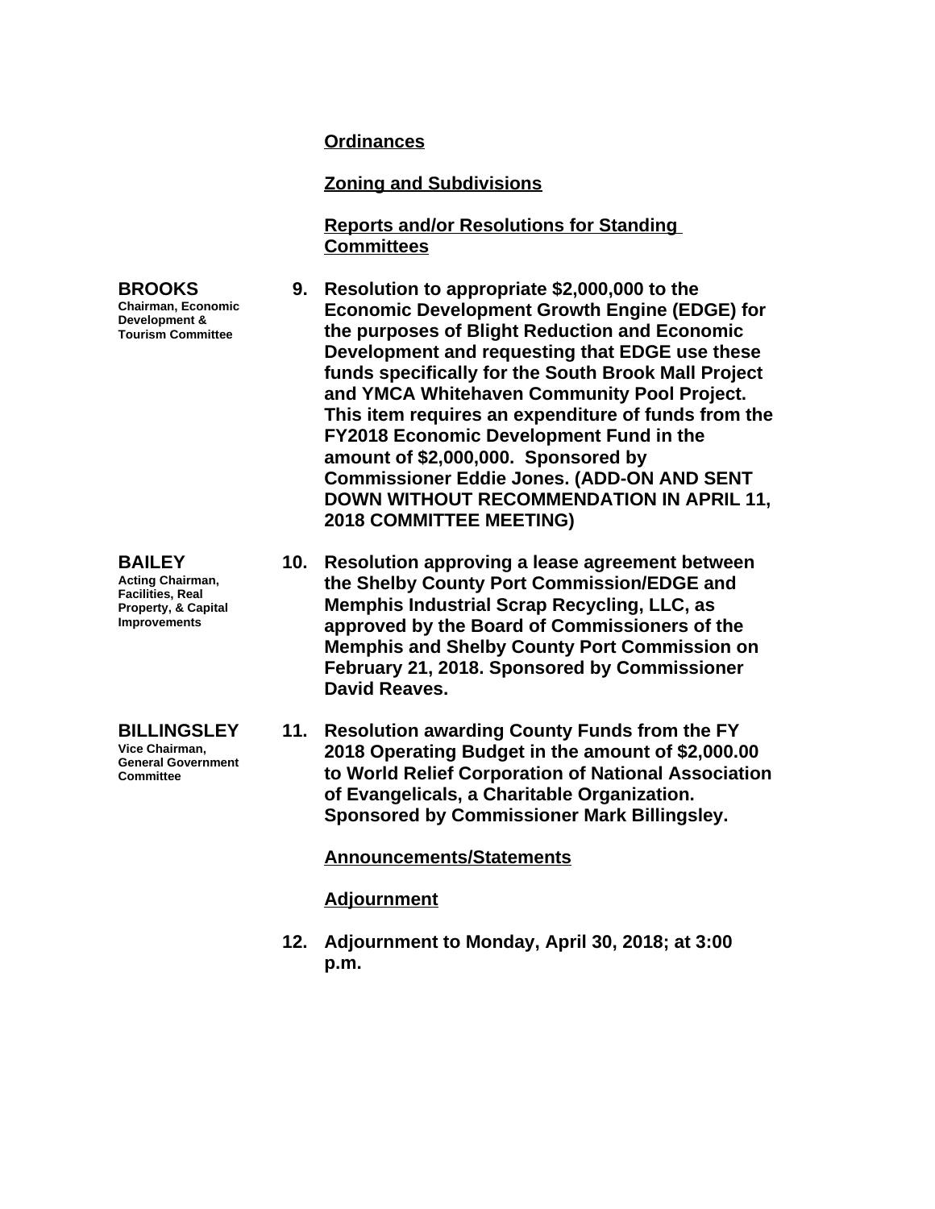**Ordinances**

**Zoning and Subdivisions**

**Reports and/or Resolutions for Standing Committees**

**BROOKS**
Chairman, Economic Development & Tourism Committee

**9. Resolution to appropriate $2,000,000 to the Economic Development Growth Engine (EDGE) for the purposes of Blight Reduction and Economic Development and requesting that EDGE use these funds specifically for the South Brook Mall Project and YMCA Whitehaven Community Pool Project. This item requires an expenditure of funds from the FY2018 Economic Development Fund in the amount of $2,000,000. Sponsored by Commissioner Eddie Jones. (ADD-ON AND SENT DOWN WITHOUT RECOMMENDATION IN APRIL 11, 2018 COMMITTEE MEETING)**

**BAILEY**
Acting Chairman, Facilities, Real Property, & Capital Improvements

**10. Resolution approving a lease agreement between the Shelby County Port Commission/EDGE and Memphis Industrial Scrap Recycling, LLC, as approved by the Board of Commissioners of the Memphis and Shelby County Port Commission on February 21, 2018. Sponsored by Commissioner David Reaves.**

**BILLINGSLEY**
Vice Chairman, General Government Committee

**11. Resolution awarding County Funds from the FY 2018 Operating Budget in the amount of $2,000.00 to World Relief Corporation of National Association of Evangelicals, a Charitable Organization. Sponsored by Commissioner Mark Billingsley.**

**Announcements/Statements**

**Adjournment**

**12. Adjournment to Monday, April 30, 2018; at 3:00 p.m.**